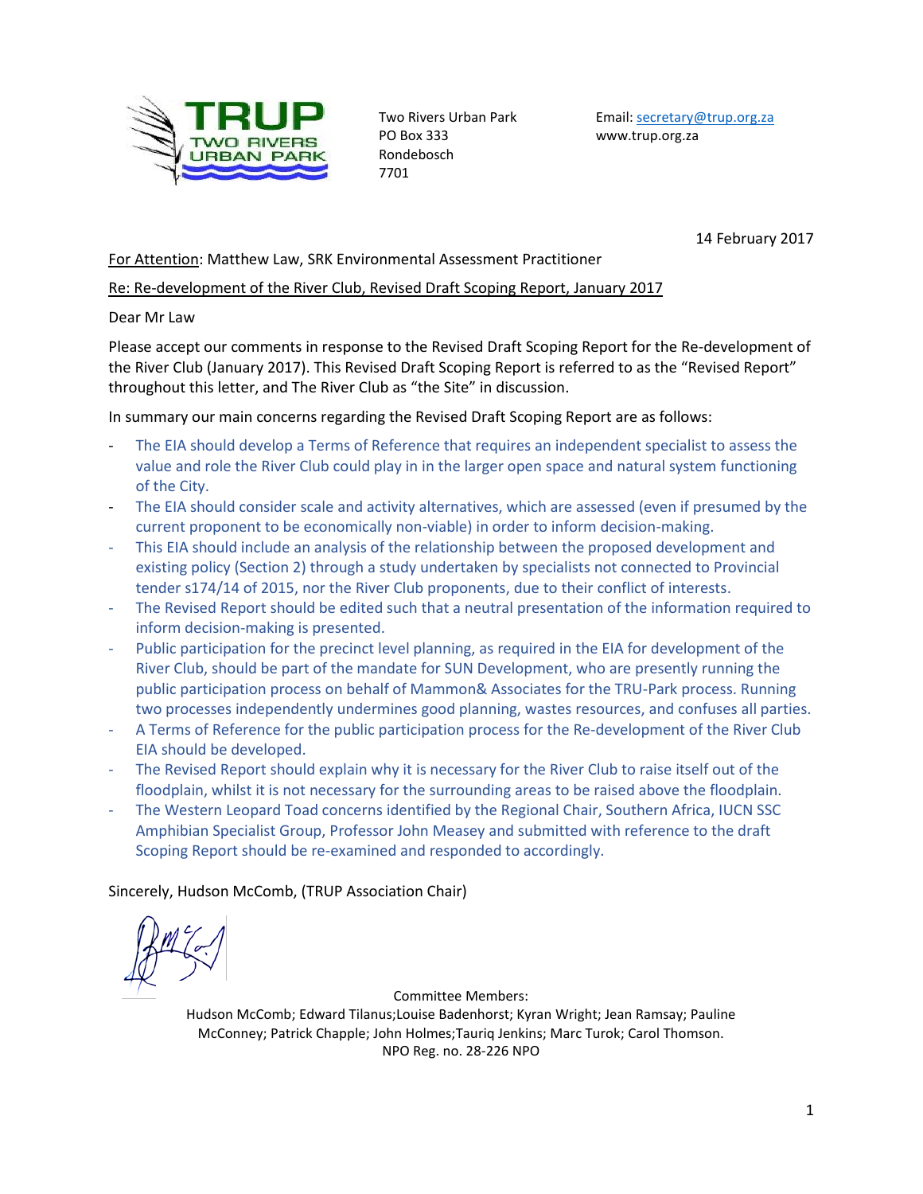TRUP TWO RIVERS URBAN PARK

Two Rivers Urban Park
PO Box 333
Rondebosch
7701

Email: secretary@trup.org.za
www.trup.org.za

14 February 2017

For Attention: Matthew Law, SRK Environmental Assessment Practitioner

Re: Re-development of the River Club, Revised Draft Scoping Report, January 2017

Dear Mr Law

Please accept our comments in response to the Revised Draft Scoping Report for the Re-development of the River Club (January 2017). This Revised Draft Scoping Report is referred to as the "Revised Report" throughout this letter, and The River Club as "the Site" in discussion.

In summary our main concerns regarding the Revised Draft Scoping Report are as follows:

- The EIA should develop a Terms of Reference that requires an independent specialist to assess the value and role the River Club could play in in the larger open space and natural system functioning of the City.
- The EIA should consider scale and activity alternatives, which are assessed (even if presumed by the current proponent to be economically non-viable) in order to inform decision-making.
- This EIA should include an analysis of the relationship between the proposed development and existing policy (Section 2) through a study undertaken by specialists not connected to Provincial tender s174/14 of 2015, nor the River Club proponents, due to their conflict of interests.
- The Revised Report should be edited such that a neutral presentation of the information required to inform decision-making is presented.
- Public participation for the precinct level planning, as required in the EIA for development of the River Club, should be part of the mandate for SUN Development, who are presently running the public participation process on behalf of Mammon& Associates for the TRU-Park process. Running two processes independently undermines good planning, wastes resources, and confuses all parties.
- A Terms of Reference for the public participation process for the Re-development of the River Club EIA should be developed.
- The Revised Report should explain why it is necessary for the River Club to raise itself out of the floodplain, whilst it is not necessary for the surrounding areas to be raised above the floodplain.
- The Western Leopard Toad concerns identified by the Regional Chair, Southern Africa, IUCN SSC Amphibian Specialist Group, Professor John Measey and submitted with reference to the draft Scoping Report should be re-examined and responded to accordingly.

Sincerely, Hudson McComb, (TRUP Association Chair)

Committee Members:
Hudson McComb; Edward Tilanus;Louise Badenhorst; Kyran Wright; Jean Ramsay; Pauline McConney; Patrick Chapple; John Holmes;Tauriq Jenkins; Marc Turok; Carol Thomson.
NPO Reg. no. 28-226 NPO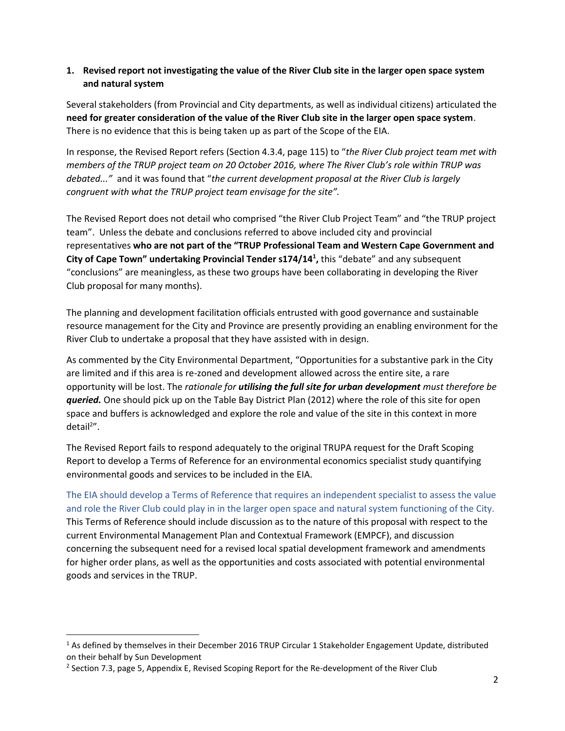**1. Revised report not investigating the value of the River Club site in the larger open space system and natural system**

Several stakeholders (from Provincial and City departments, as well as individual citizens) articulated the **need for greater consideration of the value of the River Club site in the larger open space system**. There is no evidence that this is being taken up as part of the Scope of the EIA.

In response, the Revised Report refers (Section 4.3.4, page 115) to "*the River Club project team met with members of the TRUP project team on 20 October 2016, where The River Club's role within TRUP was debated..."* and it was found that "*the current development proposal at the River Club is largely congruent with what the TRUP project team envisage for the site".*

The Revised Report does not detail who comprised "the River Club Project Team" and "the TRUP project team". Unless the debate and conclusions referred to above included city and provincial representatives **who are not part of the "TRUP Professional Team and Western Cape Government and City of Cape Town" undertaking Provincial Tender s174/14**[1]**,** this "debate" and any subsequent "conclusions" are meaningless, as these two groups have been collaborating in developing the River Club proposal for many months).

The planning and development facilitation officials entrusted with good governance and sustainable resource management for the City and Province are presently providing an enabling environment for the River Club to undertake a proposal that they have assisted with in design.

As commented by the City Environmental Department, "Opportunities for a substantive park in the City are limited and if this area is re-zoned and development allowed across the entire site, a rare opportunity will be lost. The *rationale for **utilising the full site for urban development** must therefore be **queried.*** One should pick up on the Table Bay District Plan (2012) where the role of this site for open space and buffers is acknowledged and explore the role and value of the site in this context in more detail[2]".

The Revised Report fails to respond adequately to the original TRUPA request for the Draft Scoping Report to develop a Terms of Reference for an environmental economics specialist study quantifying environmental goods and services to be included in the EIA.

The EIA should develop a Terms of Reference that requires an independent specialist to assess the value and role the River Club could play in in the larger open space and natural system functioning of the City. This Terms of Reference should include discussion as to the nature of this proposal with respect to the current Environmental Management Plan and Contextual Framework (EMPCF), and discussion concerning the subsequent need for a revised local spatial development framework and amendments for higher order plans, as well as the opportunities and costs associated with potential environmental goods and services in the TRUP.

---

[1] As defined by themselves in their December 2016 TRUP Circular 1 Stakeholder Engagement Update, distributed on their behalf by Sun Development

[2] Section 7.3, page 5, Appendix E, Revised Scoping Report for the Re-development of the River Club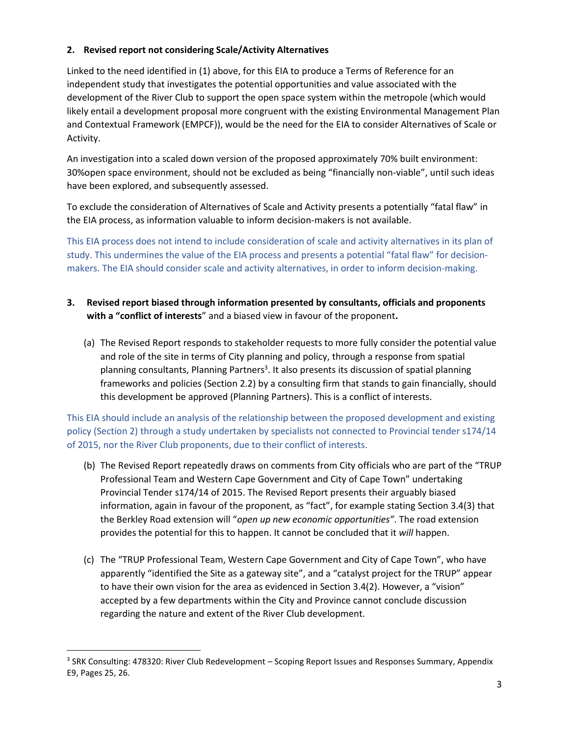**2. Revised report not considering Scale/Activity Alternatives**

Linked to the need identified in (1) above, for this EIA to produce a Terms of Reference for an independent study that investigates the potential opportunities and value associated with the development of the River Club to support the open space system within the metropole (which would likely entail a development proposal more congruent with the existing Environmental Management Plan and Contextual Framework (EMPCF)), would be the need for the EIA to consider Alternatives of Scale or Activity.

An investigation into a scaled down version of the proposed approximately 70% built environment: 30%open space environment, should not be excluded as being "financially non-viable", until such ideas have been explored, and subsequently assessed.

To exclude the consideration of Alternatives of Scale and Activity presents a potentially "fatal flaw" in the EIA process, as information valuable to inform decision-makers is not available.

This EIA process does not intend to include consideration of scale and activity alternatives in its plan of study. This undermines the value of the EIA process and presents a potential "fatal flaw" for decision-makers. The EIA should consider scale and activity alternatives, in order to inform decision-making.

**3. Revised report biased through information presented by consultants, officials and proponents with a "conflict of interests"** and a biased view in favour of the proponent**.**

(a) The Revised Report responds to stakeholder requests to more fully consider the potential value and role of the site in terms of City planning and policy, through a response from spatial planning consultants, Planning Partners[3]. It also presents its discussion of spatial planning frameworks and policies (Section 2.2) by a consulting firm that stands to gain financially, should this development be approved (Planning Partners). This is a conflict of interests.

This EIA should include an analysis of the relationship between the proposed development and existing policy (Section 2) through a study undertaken by specialists not connected to Provincial tender s174/14 of 2015, nor the River Club proponents, due to their conflict of interests.

(b) The Revised Report repeatedly draws on comments from City officials who are part of the "TRUP Professional Team and Western Cape Government and City of Cape Town" undertaking Provincial Tender s174/14 of 2015. The Revised Report presents their arguably biased information, again in favour of the proponent, as "fact", for example stating Section 3.4(3) that the Berkley Road extension will "*open up new economic opportunities"*. The road extension provides the potential for this to happen. It cannot be concluded that it *will* happen.

(c) The "TRUP Professional Team, Western Cape Government and City of Cape Town", who have apparently "identified the Site as a gateway site", and a "catalyst project for the TRUP" appear to have their own vision for the area as evidenced in Section 3.4(2). However, a "vision" accepted by a few departments within the City and Province cannot conclude discussion regarding the nature and extent of the River Club development.

[3] SRK Consulting: 478320: River Club Redevelopment – Scoping Report Issues and Responses Summary, Appendix E9, Pages 25, 26.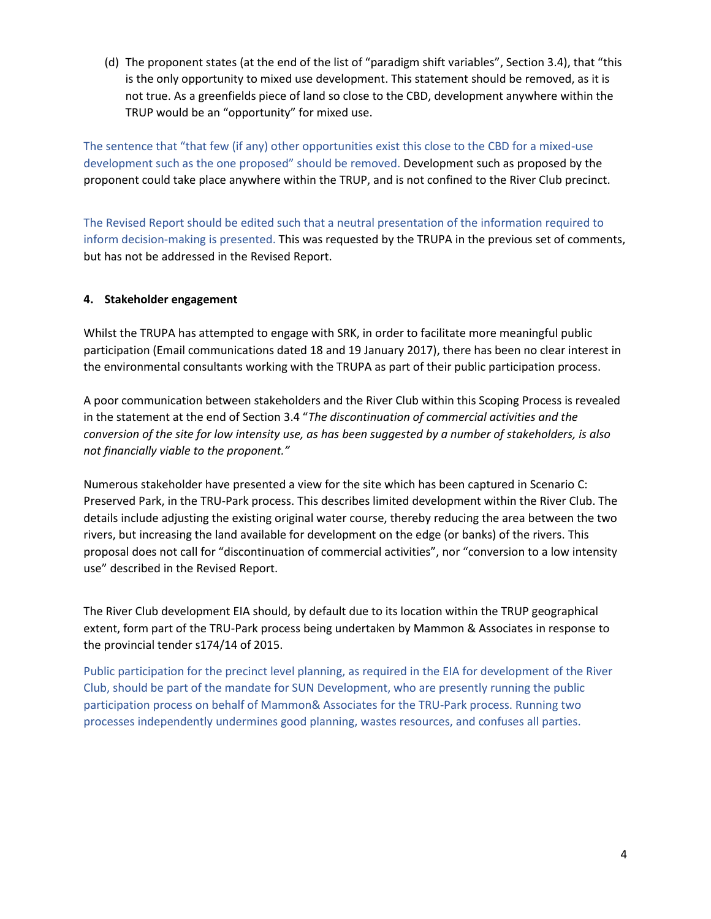(d) The proponent states (at the end of the list of "paradigm shift variables", Section 3.4), that "this is the only opportunity to mixed use development. This statement should be removed, as it is not true. As a greenfields piece of land so close to the CBD, development anywhere within the TRUP would be an "opportunity" for mixed use.

The sentence that "that few (if any) other opportunities exist this close to the CBD for a mixed-use development such as the one proposed" should be removed. Development such as proposed by the proponent could take place anywhere within the TRUP, and is not confined to the River Club precinct.

The Revised Report should be edited such that a neutral presentation of the information required to inform decision-making is presented. This was requested by the TRUPA in the previous set of comments, but has not be addressed in the Revised Report.

**4. Stakeholder engagement**

Whilst the TRUPA has attempted to engage with SRK, in order to facilitate more meaningful public participation (Email communications dated 18 and 19 January 2017), there has been no clear interest in the environmental consultants working with the TRUPA as part of their public participation process.

A poor communication between stakeholders and the River Club within this Scoping Process is revealed in the statement at the end of Section 3.4 "*The discontinuation of commercial activities and the conversion of the site for low intensity use, as has been suggested by a number of stakeholders, is also not financially viable to the proponent."*

Numerous stakeholder have presented a view for the site which has been captured in Scenario C: Preserved Park, in the TRU-Park process. This describes limited development within the River Club. The details include adjusting the existing original water course, thereby reducing the area between the two rivers, but increasing the land available for development on the edge (or banks) of the rivers. This proposal does not call for "discontinuation of commercial activities", nor "conversion to a low intensity use" described in the Revised Report.

The River Club development EIA should, by default due to its location within the TRUP geographical extent, form part of the TRU-Park process being undertaken by Mammon & Associates in response to the provincial tender s174/14 of 2015.

Public participation for the precinct level planning, as required in the EIA for development of the River Club, should be part of the mandate for SUN Development, who are presently running the public participation process on behalf of Mammon& Associates for the TRU-Park process. Running two processes independently undermines good planning, wastes resources, and confuses all parties.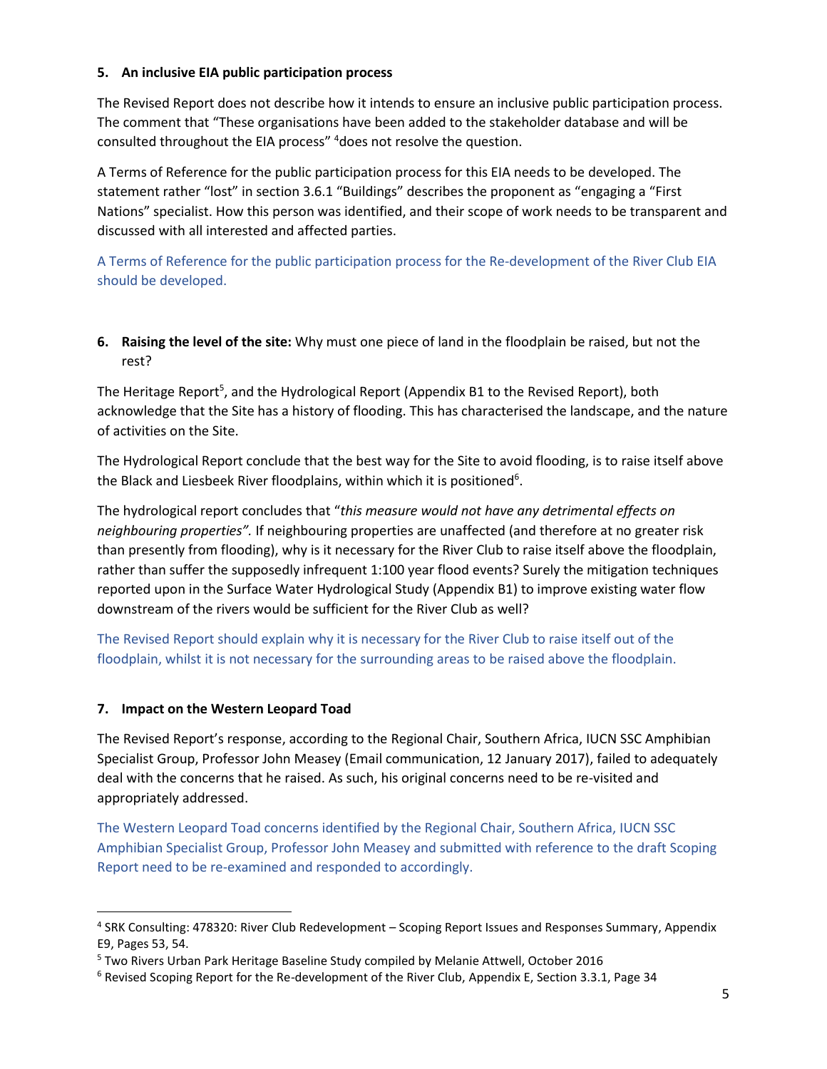5. **An inclusive EIA public participation process**

The Revised Report does not describe how it intends to ensure an inclusive public participation process. The comment that "These organisations have been added to the stakeholder database and will be consulted throughout the EIA process" [4]does not resolve the question.

A Terms of Reference for the public participation process for this EIA needs to be developed. The statement rather "lost" in section 3.6.1 "Buildings" describes the proponent as "engaging a "First Nations" specialist. How this person was identified, and their scope of work needs to be transparent and discussed with all interested and affected parties.

A Terms of Reference for the public participation process for the Re-development of the River Club EIA should be developed.

6. **Raising the level of the site:** Why must one piece of land in the floodplain be raised, but not the rest?

The Heritage Report[5], and the Hydrological Report (Appendix B1 to the Revised Report), both acknowledge that the Site has a history of flooding. This has characterised the landscape, and the nature of activities on the Site.

The Hydrological Report conclude that the best way for the Site to avoid flooding, is to raise itself above the Black and Liesbeek River floodplains, within which it is positioned[6].

The hydrological report concludes that "*this measure would not have any detrimental effects on neighbouring properties".* If neighbouring properties are unaffected (and therefore at no greater risk than presently from flooding), why is it necessary for the River Club to raise itself above the floodplain, rather than suffer the supposedly infrequent 1:100 year flood events? Surely the mitigation techniques reported upon in the Surface Water Hydrological Study (Appendix B1) to improve existing water flow downstream of the rivers would be sufficient for the River Club as well?

The Revised Report should explain why it is necessary for the River Club to raise itself out of the floodplain, whilst it is not necessary for the surrounding areas to be raised above the floodplain.

7. **Impact on the Western Leopard Toad**

The Revised Report's response, according to the Regional Chair, Southern Africa, IUCN SSC Amphibian Specialist Group, Professor John Measey (Email communication, 12 January 2017), failed to adequately deal with the concerns that he raised. As such, his original concerns need to be re-visited and appropriately addressed.

The Western Leopard Toad concerns identified by the Regional Chair, Southern Africa, IUCN SSC Amphibian Specialist Group, Professor John Measey and submitted with reference to the draft Scoping Report need to be re-examined and responded to accordingly.

---

[4] SRK Consulting: 478320: River Club Redevelopment – Scoping Report Issues and Responses Summary, Appendix E9, Pages 53, 54.

[5] Two Rivers Urban Park Heritage Baseline Study compiled by Melanie Attwell, October 2016

[6] Revised Scoping Report for the Re-development of the River Club, Appendix E, Section 3.3.1, Page 34